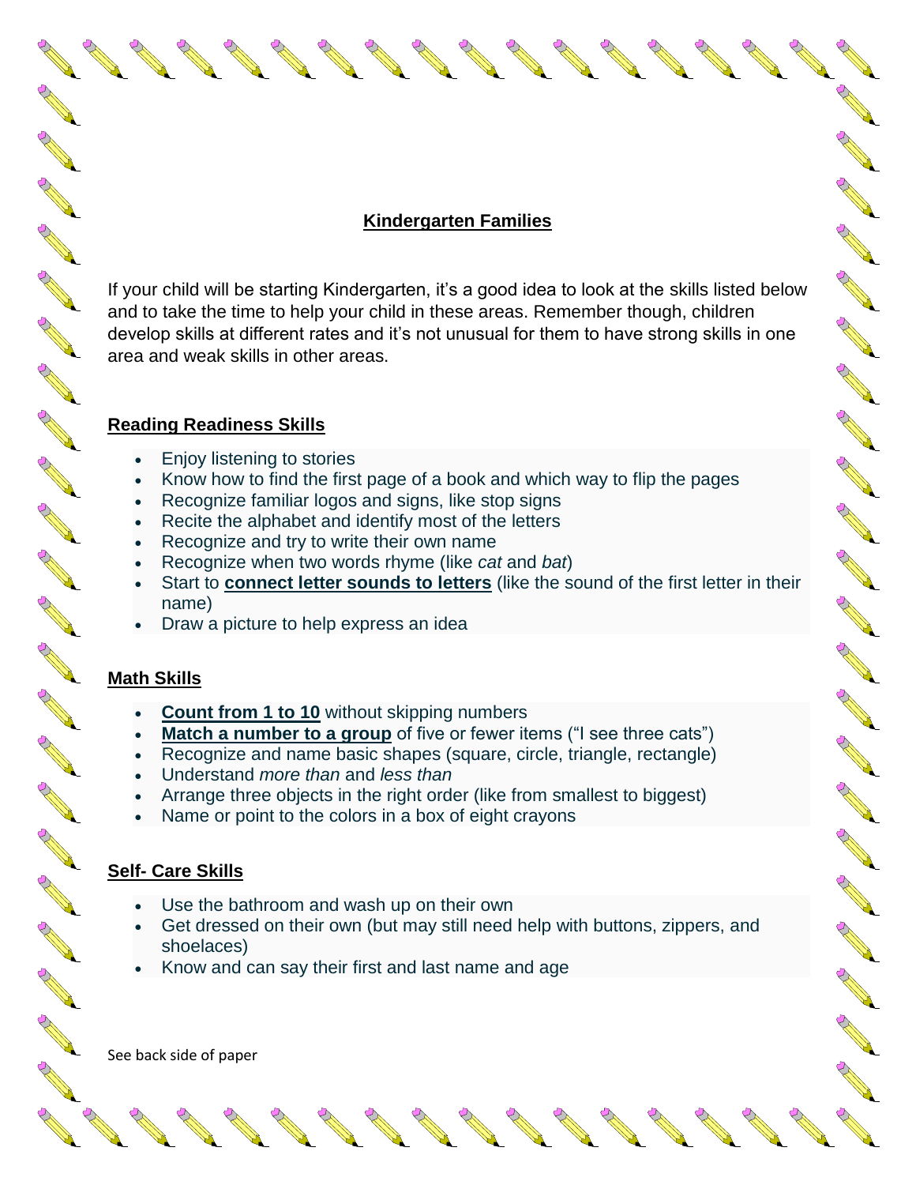# Kindergarten Families

If your child will be starting Kindergarten, it's a good idea to look at the skills listed below and to take the time to help your child in these areas. Remember though, children develop skills at different rates and it's not unusual for them to have strong skills in one area and weak skills in other areas.

## Reading Readiness Skills

- Enjoy listening to stories
- Know how to find the first page of a book and which way to flip the pages
- Recognize familiar logos and signs, like stop signs
- Recite the alphabet and identify most of the letters
- Recognize and try to write their own name
- Recognize when two words rhyme (like *cat* and *bat*)
- Start to **connect letter sounds to letters** (like the sound of the first letter in their name)
- Draw a picture to help express an idea

## Math Skills

- **Count from 1 to 10** without skipping numbers
- **Match a number to a group** of five or fewer items ("I see three cats")
- Recognize and name basic shapes (square, circle, triangle, rectangle)
- Understand *more than* and *less than*
- Arrange three objects in the right order (like from smallest to biggest)
- Name or point to the colors in a box of eight crayons

## Self- Care Skills

- Use the bathroom and wash up on their own
- Get dressed on their own (but may still need help with buttons, zippers, and shoelaces)
- Know and can say their first and last name and age

See back side of paper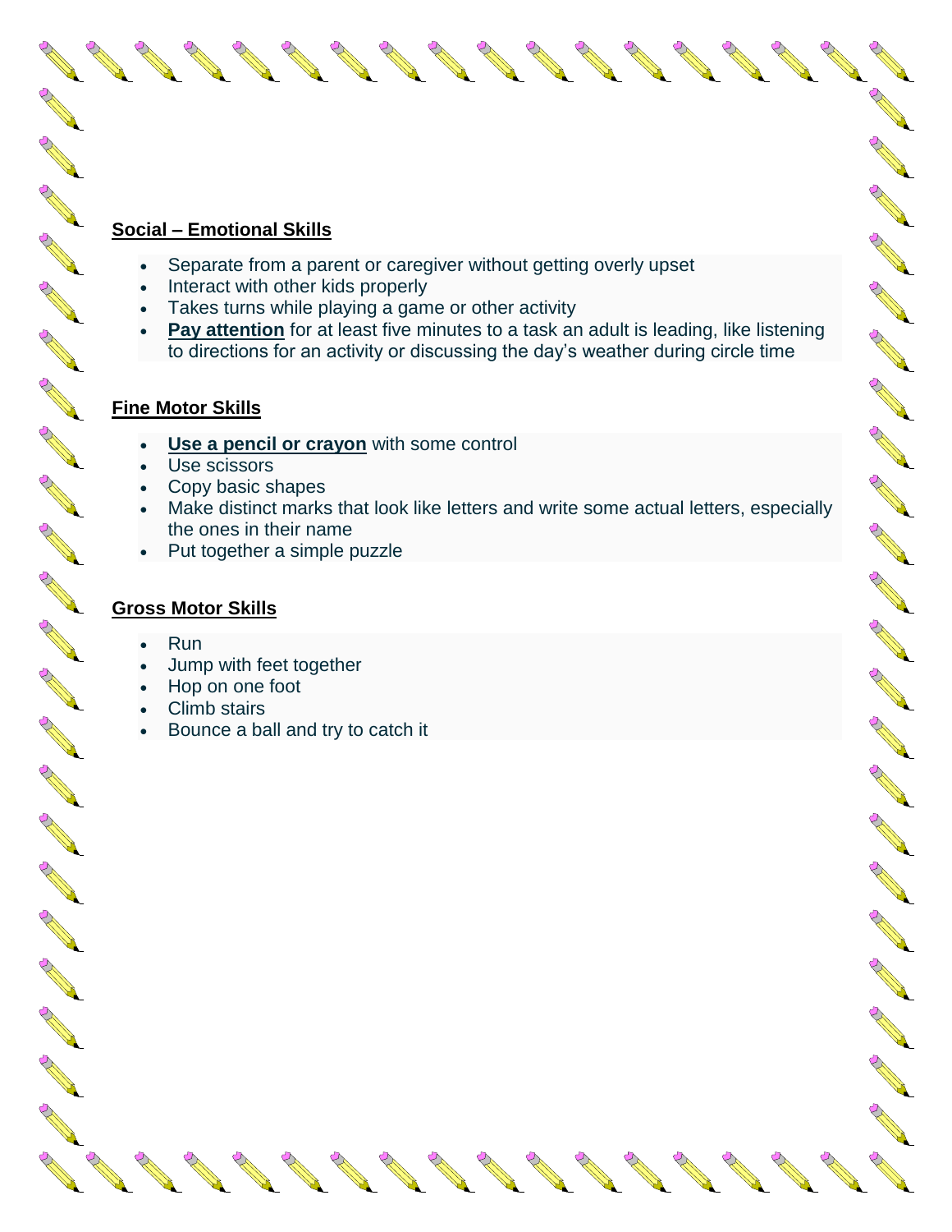**Social – Emotional Skills**

- Separate from a parent or caregiver without getting overly upset
- Interact with other kids properly
- Takes turns while playing a game or other activity
- **Pay attention** for at least five minutes to a task an adult is leading, like listening to directions for an activity or discussing the day's weather during circle time

**Fine Motor Skills**

- **Use a pencil or crayon** with some control
- Use scissors
- Copy basic shapes
- Make distinct marks that look like letters and write some actual letters, especially the ones in their name
- Put together a simple puzzle

**Gross Motor Skills**

- Run
- Jump with feet together
- Hop on one foot
- Climb stairs
- Bounce a ball and try to catch it